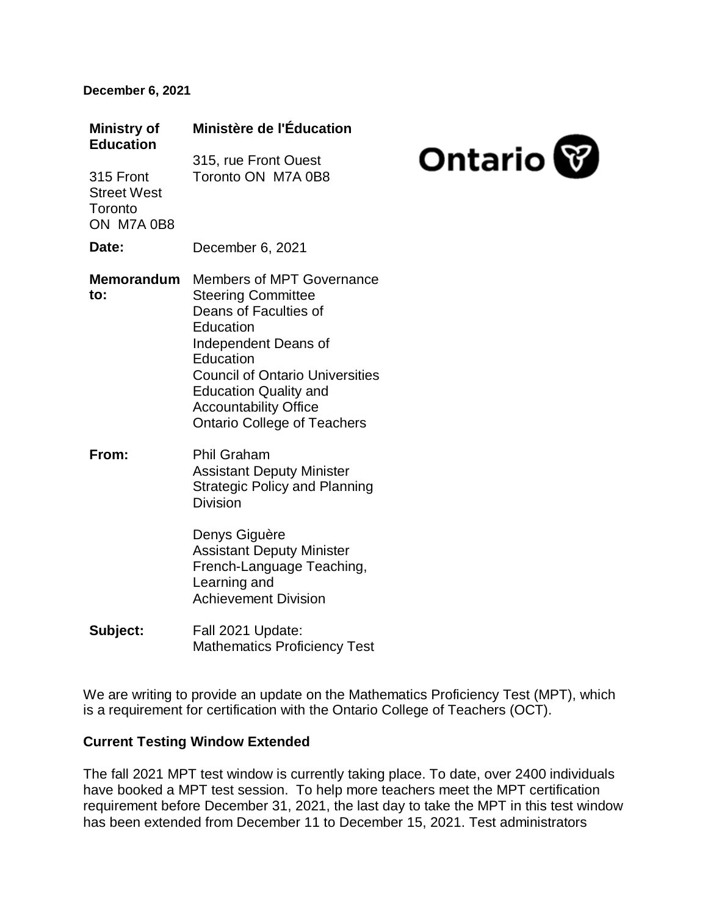**December 6, 2021**

| **Ministry of Education** | **Ministère de l'Éducation** |
| --- | --- |
| 315 Front Street West Toronto ON M7A 0B8 | 315, rue Front Ouest Toronto ON M7A 0B8 |

**Date:** December 6, 2021

**Memorandum to:** Members of MPT Governance Steering Committee
Deans of Faculties of Education
Independent Deans of Education
Council of Ontario Universities
Education Quality and Accountability Office
Ontario College of Teachers

**From:** Phil Graham
Assistant Deputy Minister
Strategic Policy and Planning Division

Denys Giguère
Assistant Deputy Minister
French-Language Teaching, Learning and Achievement Division

**Subject:** Fall 2021 Update: Mathematics Proficiency Test

We are writing to provide an update on the Mathematics Proficiency Test (MPT), which is a requirement for certification with the Ontario College of Teachers (OCT).

**Current Testing Window Extended**

The fall 2021 MPT test window is currently taking place. To date, over 2400 individuals have booked a MPT test session. To help more teachers meet the MPT certification requirement before December 31, 2021, the last day to take the MPT in this test window has been extended from December 11 to December 15, 2021. Test administrators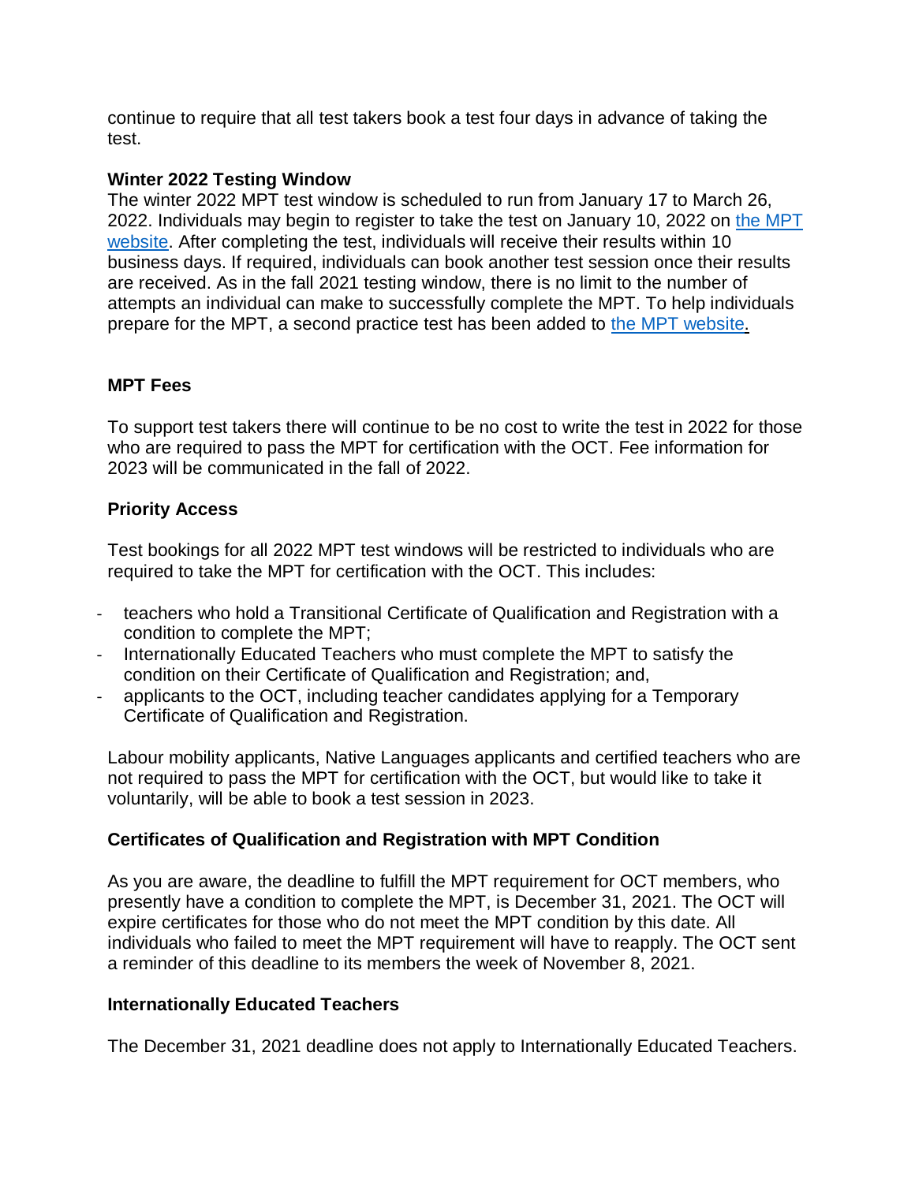continue to require that all test takers book a test four days in advance of taking the test.

**Winter 2022 Testing Window**

The winter 2022 MPT test window is scheduled to run from January 17 to March 26, 2022. Individuals may begin to register to take the test on January 10, 2022 on [the MPT website](). After completing the test, individuals will receive their results within 10 business days. If required, individuals can book another test session once their results are received. As in the fall 2021 testing window, there is no limit to the number of attempts an individual can make to successfully complete the MPT. To help individuals prepare for the MPT, a second practice test has been added to [the MPT website]().

**MPT Fees**

To support test takers there will continue to be no cost to write the test in 2022 for those who are required to pass the MPT for certification with the OCT. Fee information for 2023 will be communicated in the fall of 2022.

**Priority Access**

Test bookings for all 2022 MPT test windows will be restricted to individuals who are required to take the MPT for certification with the OCT. This includes:

- teachers who hold a Transitional Certificate of Qualification and Registration with a condition to complete the MPT;
- Internationally Educated Teachers who must complete the MPT to satisfy the condition on their Certificate of Qualification and Registration; and,
- applicants to the OCT, including teacher candidates applying for a Temporary Certificate of Qualification and Registration.

Labour mobility applicants, Native Languages applicants and certified teachers who are not required to pass the MPT for certification with the OCT, but would like to take it voluntarily, will be able to book a test session in 2023.

**Certificates of Qualification and Registration with MPT Condition**

As you are aware, the deadline to fulfill the MPT requirement for OCT members, who presently have a condition to complete the MPT, is December 31, 2021. The OCT will expire certificates for those who do not meet the MPT condition by this date. All individuals who failed to meet the MPT requirement will have to reapply. The OCT sent a reminder of this deadline to its members the week of November 8, 2021.

**Internationally Educated Teachers**

The December 31, 2021 deadline does not apply to Internationally Educated Teachers.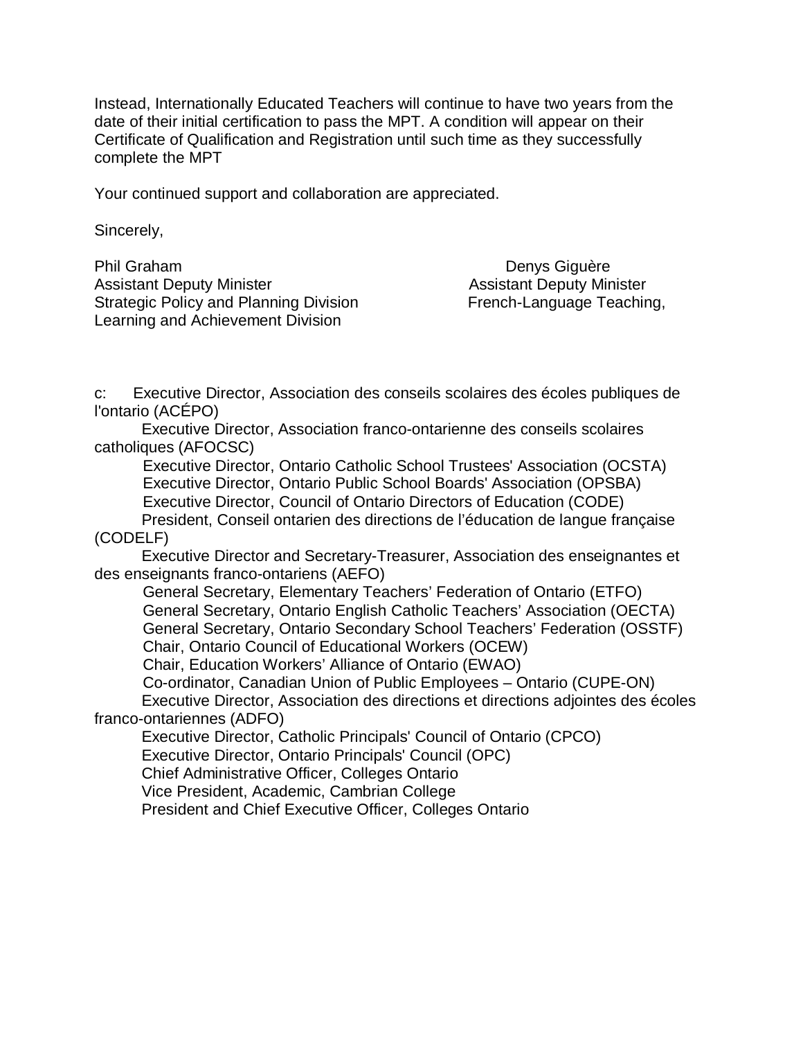Instead, Internationally Educated Teachers will continue to have two years from the date of their initial certification to pass the MPT. A condition will appear on their Certificate of Qualification and Registration until such time as they successfully complete the MPT

Your continued support and collaboration are appreciated.

Sincerely,

Phil Graham
Assistant Deputy Minister
Strategic Policy and Planning Division

Denys Giguère
Assistant Deputy Minister
French-Language Teaching,
Learning and Achievement Division

c: Executive Director, Association des conseils scolaires des écoles publiques de l'ontario (ACÉPO)
Executive Director, Association franco-ontarienne des conseils scolaires catholiques (AFOCSC)
Executive Director, Ontario Catholic School Trustees' Association (OCSTA)
Executive Director, Ontario Public School Boards' Association (OPSBA)
Executive Director, Council of Ontario Directors of Education (CODE)
President, Conseil ontarien des directions de l'éducation de langue française (CODELF)
Executive Director and Secretary-Treasurer, Association des enseignantes et des enseignants franco-ontariens (AEFO)
General Secretary, Elementary Teachers' Federation of Ontario (ETFO)
General Secretary, Ontario English Catholic Teachers' Association (OECTA)
General Secretary, Ontario Secondary School Teachers' Federation (OSSTF)
Chair, Ontario Council of Educational Workers (OCEW)
Chair, Education Workers' Alliance of Ontario (EWAO)
Co-ordinator, Canadian Union of Public Employees – Ontario (CUPE-ON)
Executive Director, Association des directions et directions adjointes des écoles franco-ontariennes (ADFO)
Executive Director, Catholic Principals' Council of Ontario (CPCO)
Executive Director, Ontario Principals' Council (OPC)
Chief Administrative Officer, Colleges Ontario
Vice President, Academic, Cambrian College
President and Chief Executive Officer, Colleges Ontario